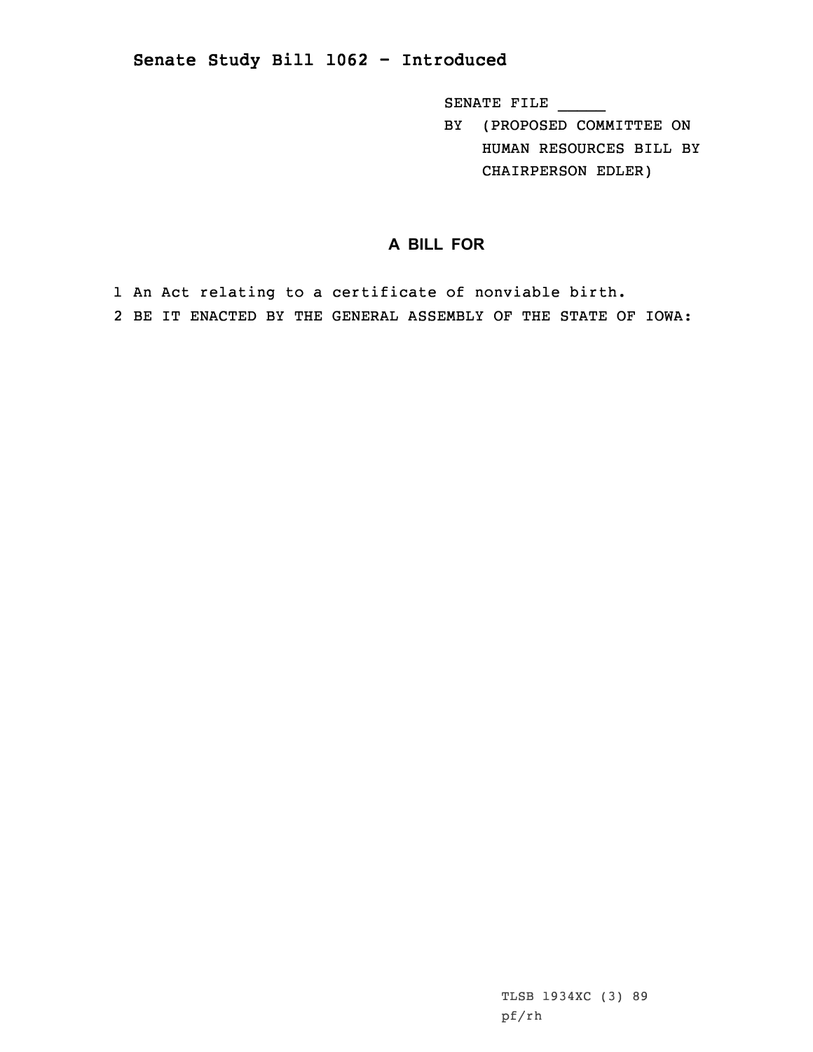## Senate Study Bill 1062 - Introduced

SENATE FILE _____
BY (PROPOSED COMMITTEE ON HUMAN RESOURCES BILL BY CHAIRPERSON EDLER)

### A BILL FOR

1 An Act relating to a certificate of nonviable birth.
2 BE IT ENACTED BY THE GENERAL ASSEMBLY OF THE STATE OF IOWA:

TLSB 1934XC (3) 89
pf/rh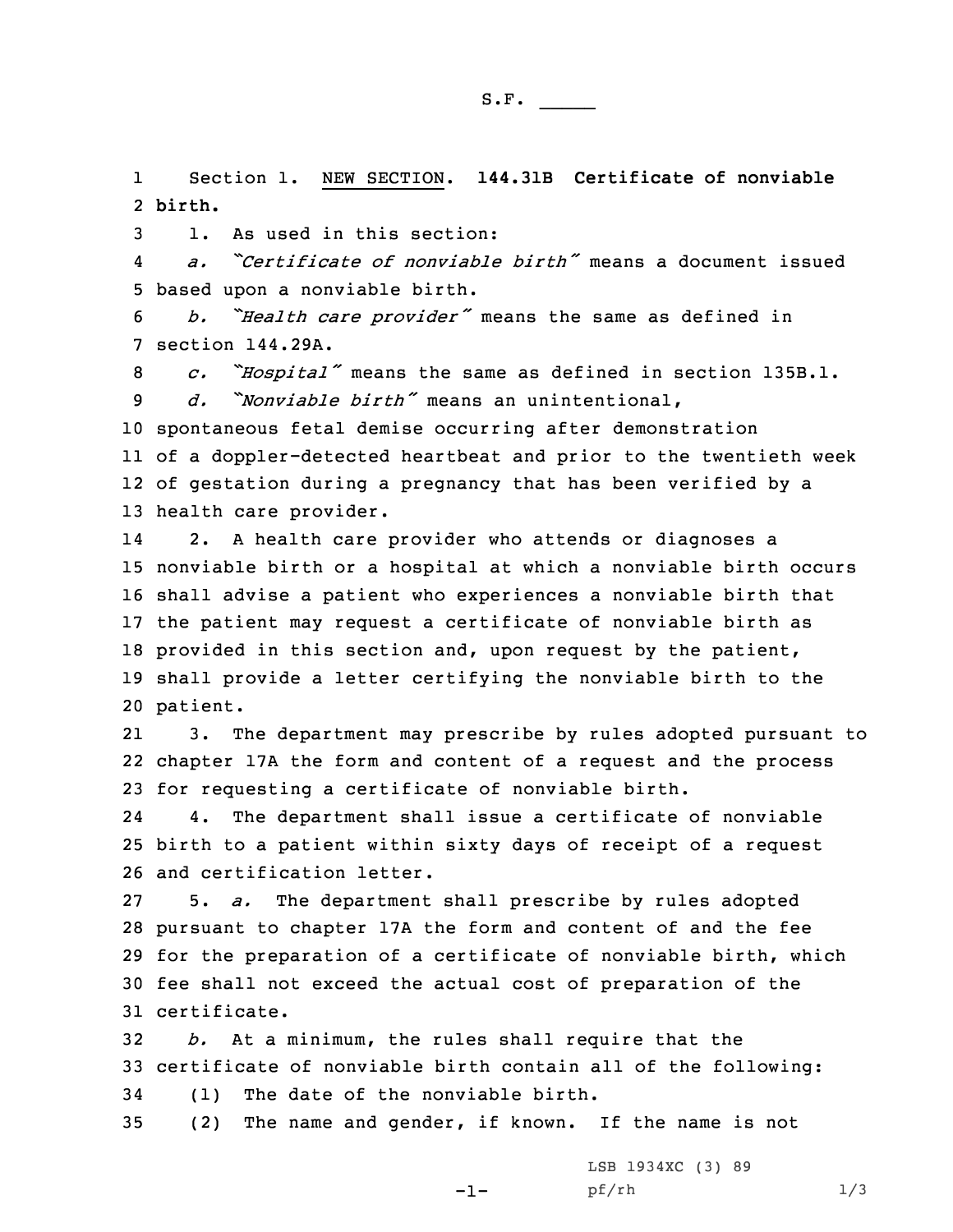S.F. _____

Section 1. NEW SECTION. **144.31B Certificate of nonviable birth.**

1. As used in this section:

*a. "Certificate of nonviable birth"* means a document issued based upon a nonviable birth.

*b. "Health care provider"* means the same as defined in section 144.29A.

*c. "Hospital"* means the same as defined in section 135B.1.

*d. "Nonviable birth"* means an unintentional, spontaneous fetal demise occurring after demonstration of a doppler-detected heartbeat and prior to the twentieth week of gestation during a pregnancy that has been verified by a health care provider.

2. A health care provider who attends or diagnoses a nonviable birth or a hospital at which a nonviable birth occurs shall advise a patient who experiences a nonviable birth that the patient may request a certificate of nonviable birth as provided in this section and, upon request by the patient, shall provide a letter certifying the nonviable birth to the patient.

3. The department may prescribe by rules adopted pursuant to chapter 17A the form and content of a request and the process for requesting a certificate of nonviable birth.

4. The department shall issue a certificate of nonviable birth to a patient within sixty days of receipt of a request and certification letter.

5. *a.* The department shall prescribe by rules adopted pursuant to chapter 17A the form and content of and the fee for the preparation of a certificate of nonviable birth, which fee shall not exceed the actual cost of preparation of the certificate.

*b.* At a minimum, the rules shall require that the certificate of nonviable birth contain all of the following:

(1) The date of the nonviable birth.

(2) The name and gender, if known. If the name is not

LSB 1934XC (3) 89
pf/rh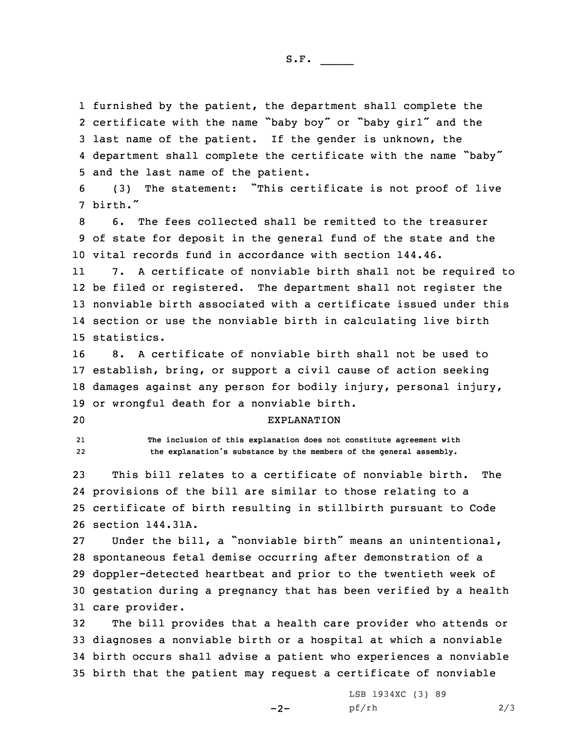furnished by the patient, the department shall complete the certificate with the name "baby boy" or "baby girl" and the last name of the patient. If the gender is unknown, the department shall complete the certificate with the name "baby" and the last name of the patient.

(3) The statement: "This certificate is not proof of live birth."

6. The fees collected shall be remitted to the treasurer of state for deposit in the general fund of the state and the vital records fund in accordance with section 144.46.

7. A certificate of nonviable birth shall not be required to be filed or registered. The department shall not register the nonviable birth associated with a certificate issued under this section or use the nonviable birth in calculating live birth statistics.

8. A certificate of nonviable birth shall not be used to establish, bring, or support a civil cause of action seeking damages against any person for bodily injury, personal injury, or wrongful death for a nonviable birth.

EXPLANATION

The inclusion of this explanation does not constitute agreement with the explanation's substance by the members of the general assembly.

This bill relates to a certificate of nonviable birth. The provisions of the bill are similar to those relating to a certificate of birth resulting in stillbirth pursuant to Code section 144.31A.

Under the bill, a "nonviable birth" means an unintentional, spontaneous fetal demise occurring after demonstration of a doppler-detected heartbeat and prior to the twentieth week of gestation during a pregnancy that has been verified by a health care provider.

The bill provides that a health care provider who attends or diagnoses a nonviable birth or a hospital at which a nonviable birth occurs shall advise a patient who experiences a nonviable birth that the patient may request a certificate of nonviable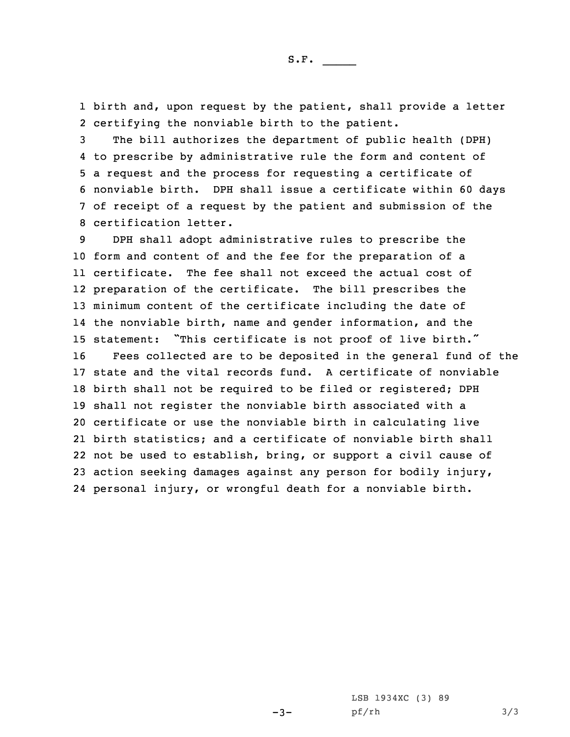birth and, upon request by the patient, shall provide a letter certifying the nonviable birth to the patient.

The bill authorizes the department of public health (DPH) to prescribe by administrative rule the form and content of a request and the process for requesting a certificate of nonviable birth. DPH shall issue a certificate within 60 days of receipt of a request by the patient and submission of the certification letter.

DPH shall adopt administrative rules to prescribe the form and content of and the fee for the preparation of a certificate. The fee shall not exceed the actual cost of preparation of the certificate. The bill prescribes the minimum content of the certificate including the date of the nonviable birth, name and gender information, and the statement: "This certificate is not proof of live birth."

Fees collected are to be deposited in the general fund of the state and the vital records fund. A certificate of nonviable birth shall not be required to be filed or registered; DPH shall not register the nonviable birth associated with a certificate or use the nonviable birth in calculating live birth statistics; and a certificate of nonviable birth shall not be used to establish, bring, or support a civil cause of action seeking damages against any person for bodily injury, personal injury, or wrongful death for a nonviable birth.